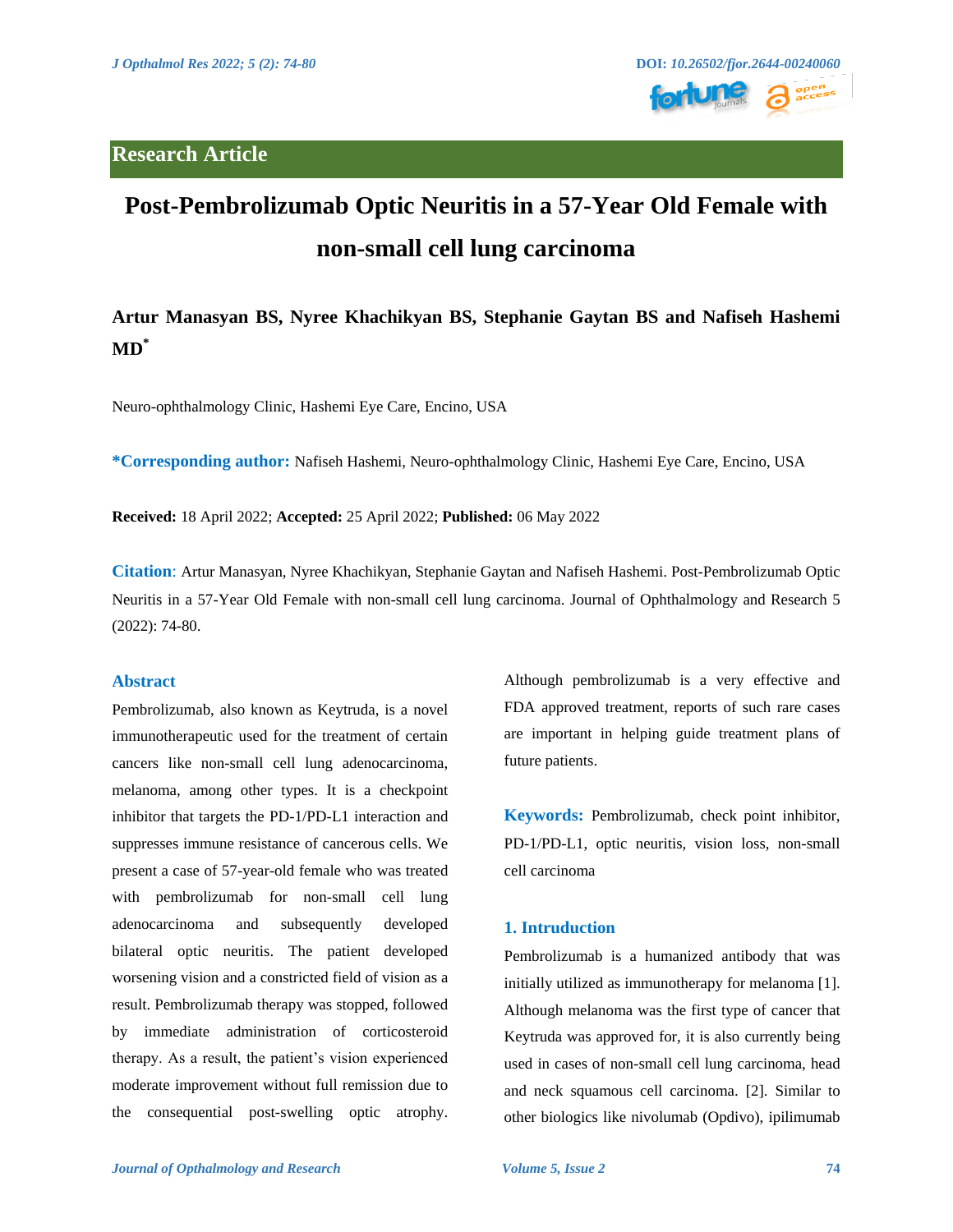Research Article

# Post-Pembrolizumab Optic Neuritis in a 57-Year Old Female with non-small cell lung carcinoma

**Artur Manasyan BS, Nyree Khachikyan BS, Stephanie Gaytan BS and Nafiseh Hashemi MD***

Neuro-ophthalmology Clinic, Hashemi Eye Care, Encino, USA

**\*Corresponding author:** Nafiseh Hashemi, Neuro-ophthalmology Clinic, Hashemi Eye Care, Encino, USA

**Received:** 18 April 2022; **Accepted:** 25 April 2022; **Published:** 06 May 2022

**Citation**: Artur Manasyan, Nyree Khachikyan, Stephanie Gaytan and Nafiseh Hashemi. Post-Pembrolizumab Optic Neuritis in a 57-Year Old Female with non-small cell lung carcinoma. Journal of Ophthalmology and Research 5 (2022): 74-80.

## Abstract

Pembrolizumab, also known as Keytruda, is a novel immunotherapeutic used for the treatment of certain cancers like non-small cell lung adenocarcinoma, melanoma, among other types. It is a checkpoint inhibitor that targets the PD-1/PD-L1 interaction and suppresses immune resistance of cancerous cells. We present a case of 57-year-old female who was treated with pembrolizumab for non-small cell lung adenocarcinoma and subsequently developed bilateral optic neuritis. The patient developed worsening vision and a constricted field of vision as a result. Pembrolizumab therapy was stopped, followed by immediate administration of corticosteroid therapy. As a result, the patient's vision experienced moderate improvement without full remission due to the consequential post-swelling optic atrophy. Although pembrolizumab is a very effective and FDA approved treatment, reports of such rare cases are important in helping guide treatment plans of future patients.

**Keywords:** Pembrolizumab, check point inhibitor, PD-1/PD-L1, optic neuritis, vision loss, non-small cell carcinoma

## 1. Introduction

Pembrolizumab is a humanized antibody that was initially utilized as immunotherapy for melanoma [1]. Although melanoma was the first type of cancer that Keytruda was approved for, it is also currently being used in cases of non-small cell lung carcinoma, head and neck squamous cell carcinoma. [2]. Similar to other biologics like nivolumab (Opdivo), ipilimumab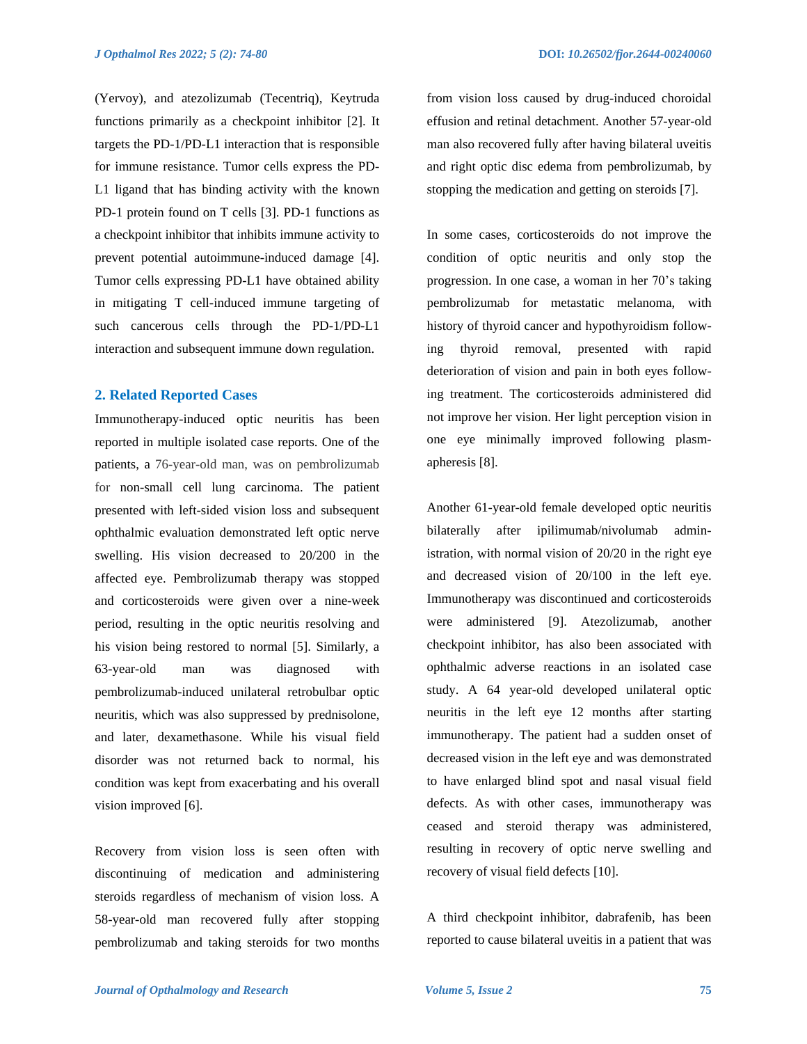(Yervoy), and atezolizumab (Tecentriq), Keytruda functions primarily as a checkpoint inhibitor [2]. It targets the PD-1/PD-L1 interaction that is responsible for immune resistance. Tumor cells express the PD-L1 ligand that has binding activity with the known PD-1 protein found on T cells [3]. PD-1 functions as a checkpoint inhibitor that inhibits immune activity to prevent potential autoimmune-induced damage [4]. Tumor cells expressing PD-L1 have obtained ability in mitigating T cell-induced immune targeting of such cancerous cells through the PD-1/PD-L1 interaction and subsequent immune down regulation.

## 2. Related Reported Cases

Immunotherapy-induced optic neuritis has been reported in multiple isolated case reports. One of the patients, a 76-year-old man, was on pembrolizumab for non-small cell lung carcinoma. The patient presented with left-sided vision loss and subsequent ophthalmic evaluation demonstrated left optic nerve swelling. His vision decreased to 20/200 in the affected eye. Pembrolizumab therapy was stopped and corticosteroids were given over a nine-week period, resulting in the optic neuritis resolving and his vision being restored to normal [5]. Similarly, a 63-year-old man was diagnosed with pembrolizumab-induced unilateral retrobulbar optic neuritis, which was also suppressed by prednisolone, and later, dexamethasone. While his visual field disorder was not returned back to normal, his condition was kept from exacerbating and his overall vision improved [6].

Recovery from vision loss is seen often with discontinuing of medication and administering steroids regardless of mechanism of vision loss. A 58-year-old man recovered fully after stopping pembrolizumab and taking steroids for two months from vision loss caused by drug-induced choroidal effusion and retinal detachment. Another 57-year-old man also recovered fully after having bilateral uveitis and right optic disc edema from pembrolizumab, by stopping the medication and getting on steroids [7].

In some cases, corticosteroids do not improve the condition of optic neuritis and only stop the progression. In one case, a woman in her 70's taking pembrolizumab for metastatic melanoma, with history of thyroid cancer and hypothyroidism following thyroid removal, presented with rapid deterioration of vision and pain in both eyes following treatment. The corticosteroids administered did not improve her vision. Her light perception vision in one eye minimally improved following plasmapheresis [8].

Another 61-year-old female developed optic neuritis bilaterally after ipilimumab/nivolumab administration, with normal vision of 20/20 in the right eye and decreased vision of 20/100 in the left eye. Immunotherapy was discontinued and corticosteroids were administered [9]. Atezolizumab, another checkpoint inhibitor, has also been associated with ophthalmic adverse reactions in an isolated case study. A 64 year-old developed unilateral optic neuritis in the left eye 12 months after starting immunotherapy. The patient had a sudden onset of decreased vision in the left eye and was demonstrated to have enlarged blind spot and nasal visual field defects. As with other cases, immunotherapy was ceased and steroid therapy was administered, resulting in recovery of optic nerve swelling and recovery of visual field defects [10].

A third checkpoint inhibitor, dabrafenib, has been reported to cause bilateral uveitis in a patient that was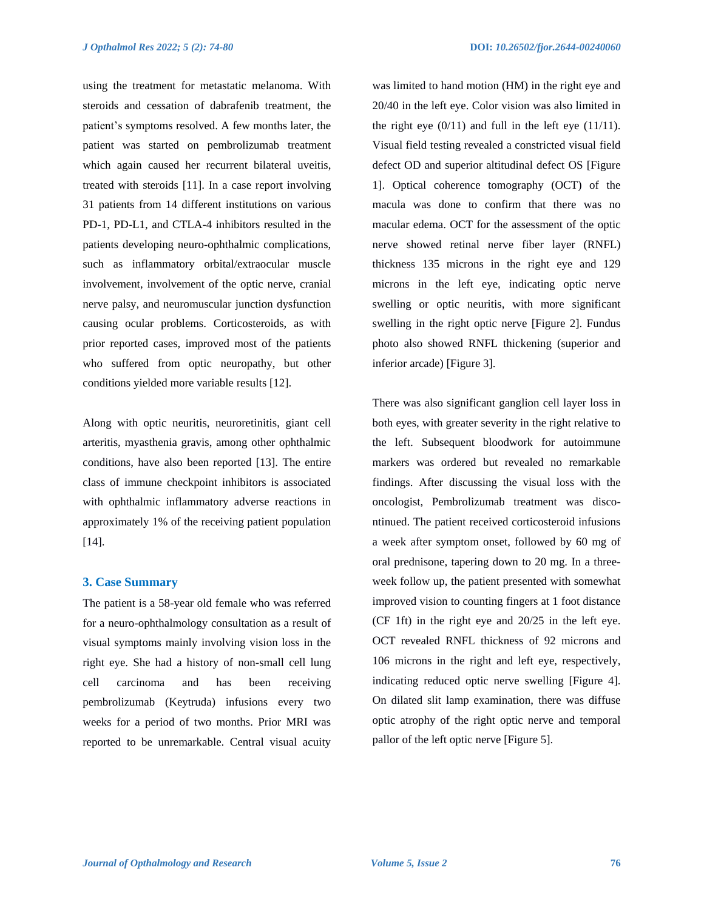using the treatment for metastatic melanoma. With steroids and cessation of dabrafenib treatment, the patient's symptoms resolved. A few months later, the patient was started on pembrolizumab treatment which again caused her recurrent bilateral uveitis, treated with steroids [11]. In a case report involving 31 patients from 14 different institutions on various PD-1, PD-L1, and CTLA-4 inhibitors resulted in the patients developing neuro-ophthalmic complications, such as inflammatory orbital/extraocular muscle involvement, involvement of the optic nerve, cranial nerve palsy, and neuromuscular junction dysfunction causing ocular problems. Corticosteroids, as with prior reported cases, improved most of the patients who suffered from optic neuropathy, but other conditions yielded more variable results [12].

Along with optic neuritis, neuroretinitis, giant cell arteritis, myasthenia gravis, among other ophthalmic conditions, have also been reported [13]. The entire class of immune checkpoint inhibitors is associated with ophthalmic inflammatory adverse reactions in approximately 1% of the receiving patient population [14].

## 3. Case Summary

The patient is a 58-year old female who was referred for a neuro-ophthalmology consultation as a result of visual symptoms mainly involving vision loss in the right eye. She had a history of non-small cell lung cell carcinoma and has been receiving pembrolizumab (Keytruda) infusions every two weeks for a period of two months. Prior MRI was reported to be unremarkable. Central visual acuity was limited to hand motion (HM) in the right eye and 20/40 in the left eye. Color vision was also limited in the right eye (0/11) and full in the left eye (11/11). Visual field testing revealed a constricted visual field defect OD and superior altitudinal defect OS [Figure 1]. Optical coherence tomography (OCT) of the macula was done to confirm that there was no macular edema. OCT for the assessment of the optic nerve showed retinal nerve fiber layer (RNFL) thickness 135 microns in the right eye and 129 microns in the left eye, indicating optic nerve swelling or optic neuritis, with more significant swelling in the right optic nerve [Figure 2]. Fundus photo also showed RNFL thickening (superior and inferior arcade) [Figure 3].

There was also significant ganglion cell layer loss in both eyes, with greater severity in the right relative to the left. Subsequent bloodwork for autoimmune markers was ordered but revealed no remarkable findings. After discussing the visual loss with the oncologist, Pembrolizumab treatment was discontinued. The patient received corticosteroid infusions a week after symptom onset, followed by 60 mg of oral prednisone, tapering down to 20 mg. In a three-week follow up, the patient presented with somewhat improved vision to counting fingers at 1 foot distance (CF 1ft) in the right eye and 20/25 in the left eye. OCT revealed RNFL thickness of 92 microns and 106 microns in the right and left eye, respectively, indicating reduced optic nerve swelling [Figure 4]. On dilated slit lamp examination, there was diffuse optic atrophy of the right optic nerve and temporal pallor of the left optic nerve [Figure 5].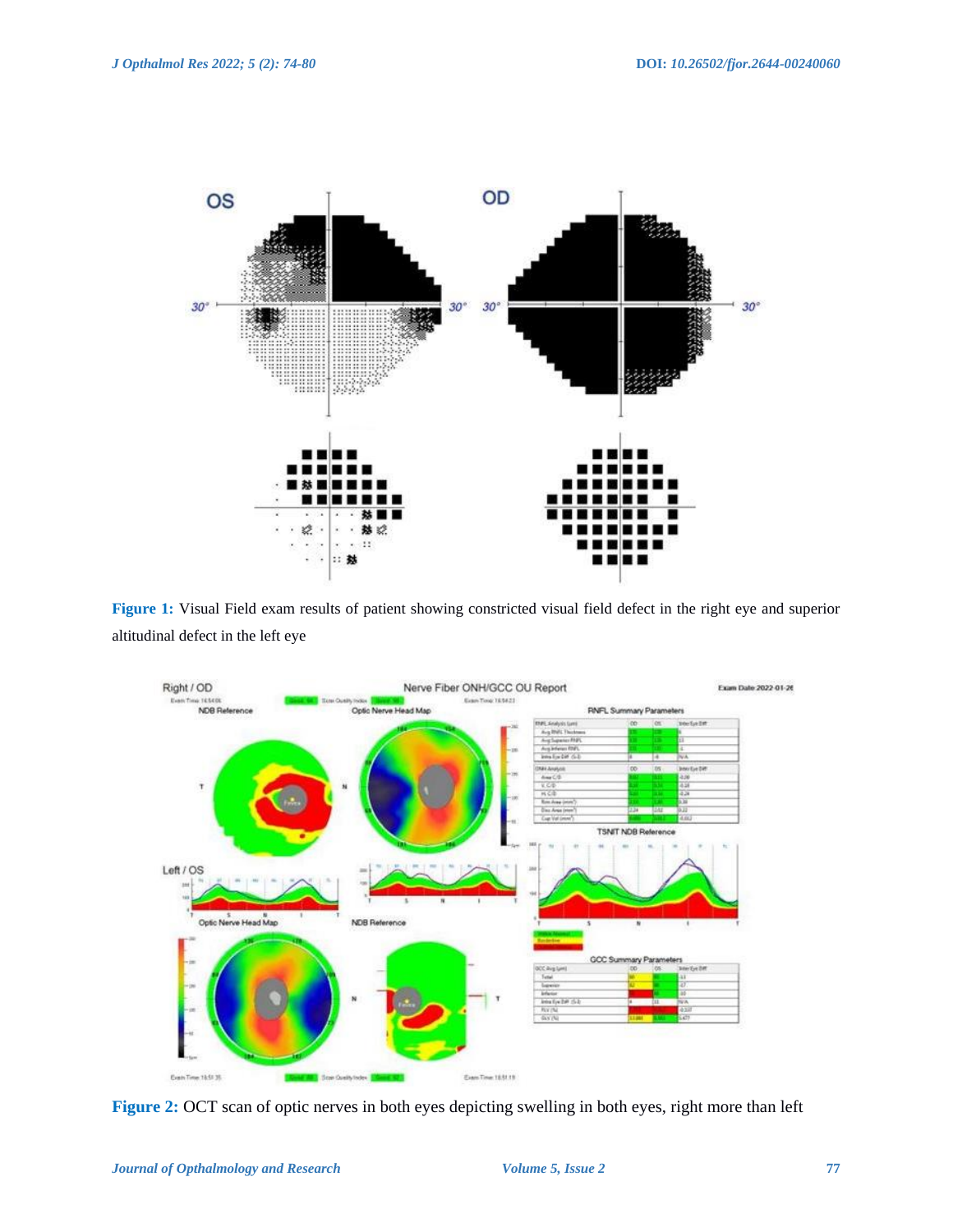Figure 1: Visual Field exam results of patient showing constricted visual field defect in the right eye and superior altitudinal defect in the left eye

Figure 2: OCT scan of optic nerves in both eyes depicting swelling in both eyes, right more than left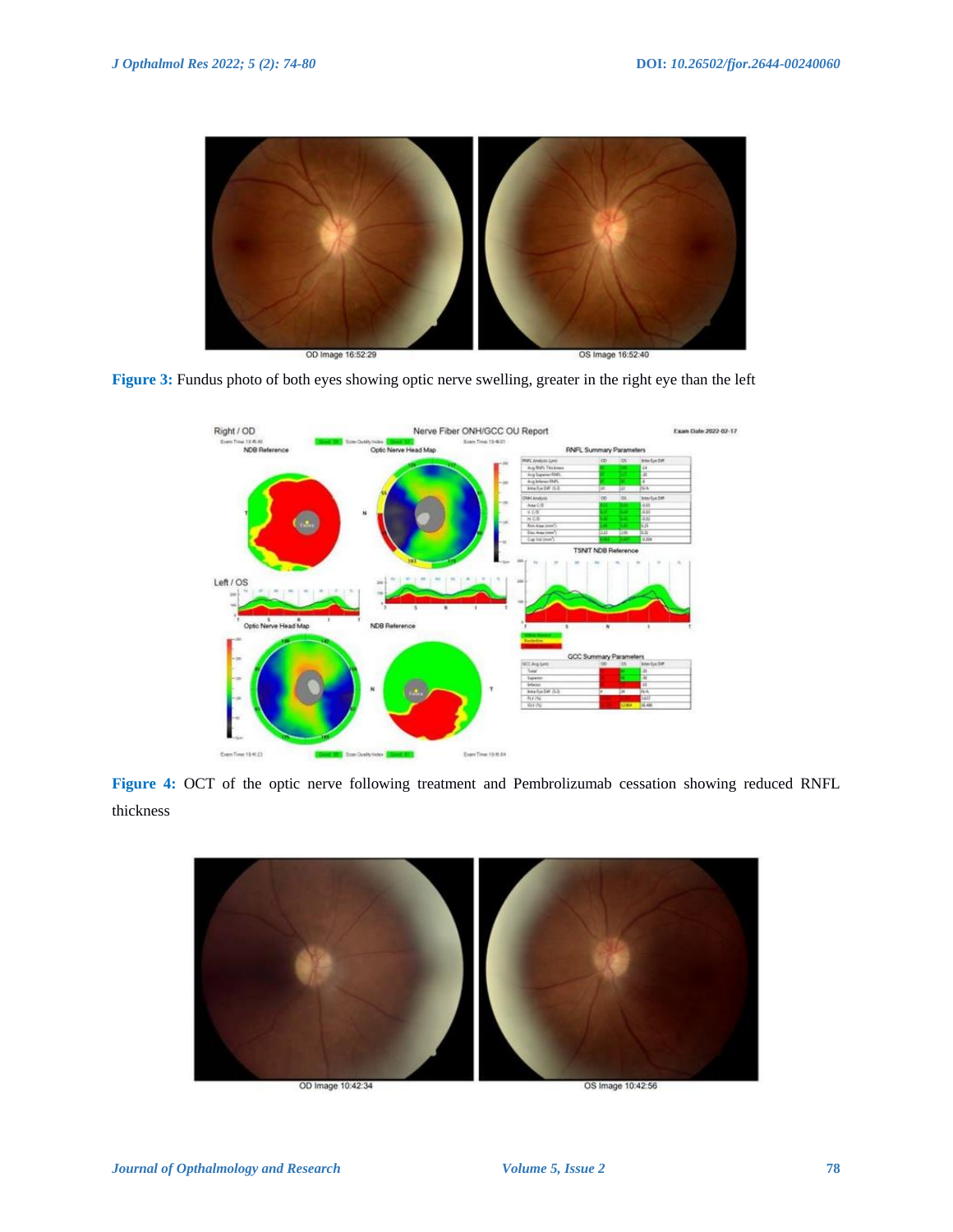OD Image 16:52:29

OS Image 16:52:40

**Figure 3:** Fundus photo of both eyes showing optic nerve swelling, greater in the right eye than the left

**Figure 4:** OCT of the optic nerve following treatment and Pembrolizumab cessation showing reduced RNFL thickness

OD Image 10:42:34

OS Image 10:42:56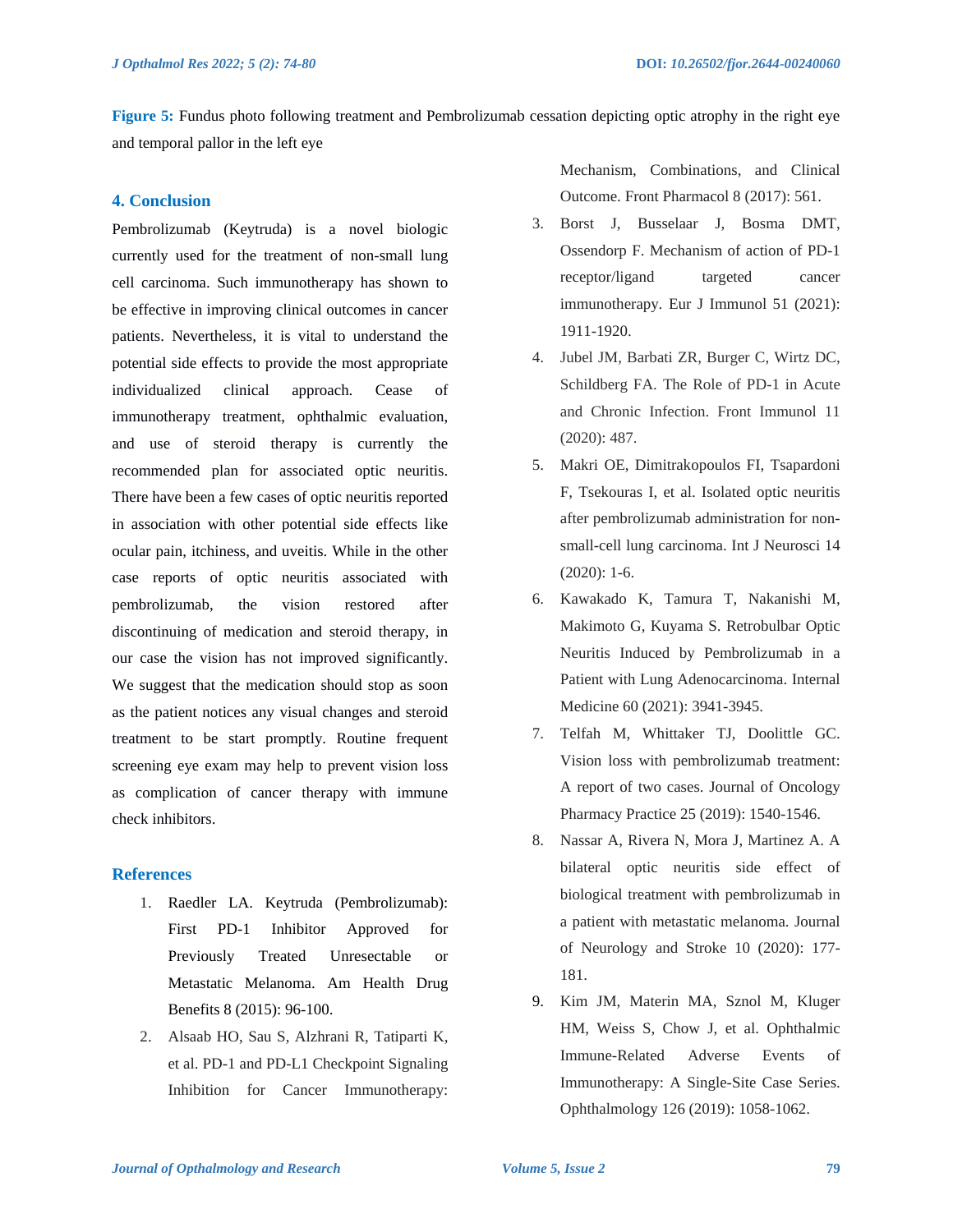**Figure 5:** Fundus photo following treatment and Pembrolizumab cessation depicting optic atrophy in the right eye and temporal pallor in the left eye

## 4. Conclusion

Pembrolizumab (Keytruda) is a novel biologic currently used for the treatment of non-small lung cell carcinoma. Such immunotherapy has shown to be effective in improving clinical outcomes in cancer patients. Nevertheless, it is vital to understand the potential side effects to provide the most appropriate individualized clinical approach. Cease of immunotherapy treatment, ophthalmic evaluation, and use of steroid therapy is currently the recommended plan for associated optic neuritis. There have been a few cases of optic neuritis reported in association with other potential side effects like ocular pain, itchiness, and uveitis. While in the other case reports of optic neuritis associated with pembrolizumab, the vision restored after discontinuing of medication and steroid therapy, in our case the vision has not improved significantly. We suggest that the medication should stop as soon as the patient notices any visual changes and steroid treatment to be start promptly. Routine frequent screening eye exam may help to prevent vision loss as complication of cancer therapy with immune check inhibitors.

## References

1. Raedler LA. Keytruda (Pembrolizumab): First PD-1 Inhibitor Approved for Previously Treated Unresectable or Metastatic Melanoma. Am Health Drug Benefits 8 (2015): 96-100.
2. Alsaab HO, Sau S, Alzhrani R, Tatiparti K, et al. PD-1 and PD-L1 Checkpoint Signaling Inhibition for Cancer Immunotherapy: Mechanism, Combinations, and Clinical Outcome. Front Pharmacol 8 (2017): 561.
3. Borst J, Busselaar J, Bosma DMT, Ossendorp F. Mechanism of action of PD-1 receptor/ligand targeted cancer immunotherapy. Eur J Immunol 51 (2021): 1911-1920.
4. Jubel JM, Barbati ZR, Burger C, Wirtz DC, Schildberg FA. The Role of PD-1 in Acute and Chronic Infection. Front Immunol 11 (2020): 487.
5. Makri OE, Dimitrakopoulos FI, Tsapardoni F, Tsekouras I, et al. Isolated optic neuritis after pembrolizumab administration for non-small-cell lung carcinoma. Int J Neurosci 14 (2020): 1-6.
6. Kawakado K, Tamura T, Nakanishi M, Makimoto G, Kuyama S. Retrobulbar Optic Neuritis Induced by Pembrolizumab in a Patient with Lung Adenocarcinoma. Internal Medicine 60 (2021): 3941-3945.
7. Telfah M, Whittaker TJ, Doolittle GC. Vision loss with pembrolizumab treatment: A report of two cases. Journal of Oncology Pharmacy Practice 25 (2019): 1540-1546.
8. Nassar A, Rivera N, Mora J, Martinez A. A bilateral optic neuritis side effect of biological treatment with pembrolizumab in a patient with metastatic melanoma. Journal of Neurology and Stroke 10 (2020): 177-181.
9. Kim JM, Materin MA, Sznol M, Kluger HM, Weiss S, Chow J, et al. Ophthalmic Immune-Related Adverse Events of Immunotherapy: A Single-Site Case Series. Ophthalmology 126 (2019): 1058-1062.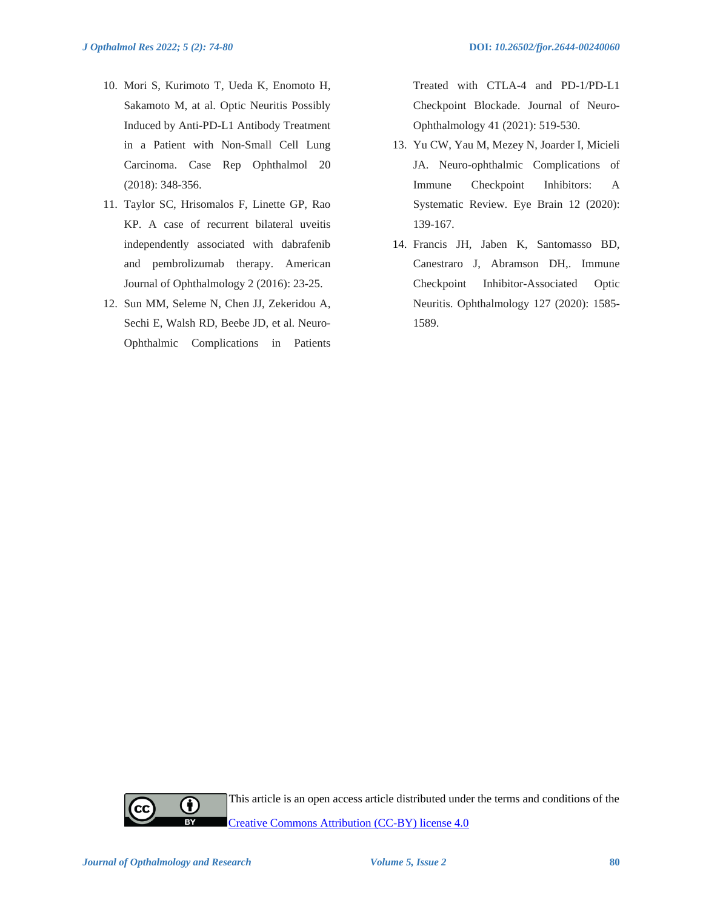10. Mori S, Kurimoto T, Ueda K, Enomoto H, Sakamoto M, at al. Optic Neuritis Possibly Induced by Anti-PD-L1 Antibody Treatment in a Patient with Non-Small Cell Lung Carcinoma. Case Rep Ophthalmol 20 (2018): 348-356.
11. Taylor SC, Hrisomalos F, Linette GP, Rao KP. A case of recurrent bilateral uveitis independently associated with dabrafenib and pembrolizumab therapy. American Journal of Ophthalmology 2 (2016): 23-25.
12. Sun MM, Seleme N, Chen JJ, Zekeridou A, Sechi E, Walsh RD, Beebe JD, et al. Neuro-Ophthalmic Complications in Patients Treated with CTLA-4 and PD-1/PD-L1 Checkpoint Blockade. Journal of Neuro-Ophthalmology 41 (2021): 519-530.
13. Yu CW, Yau M, Mezey N, Joarder I, Micieli JA. Neuro-ophthalmic Complications of Immune Checkpoint Inhibitors: A Systematic Review. Eye Brain 12 (2020): 139-167.
14. Francis JH, Jaben K, Santomasso BD, Canestraro J, Abramson DH,. Immune Checkpoint Inhibitor-Associated Optic Neuritis. Ophthalmology 127 (2020): 1585-1589.

This article is an open access article distributed under the terms and conditions of the [Creative Commons Attribution (CC-BY) license 4.0]